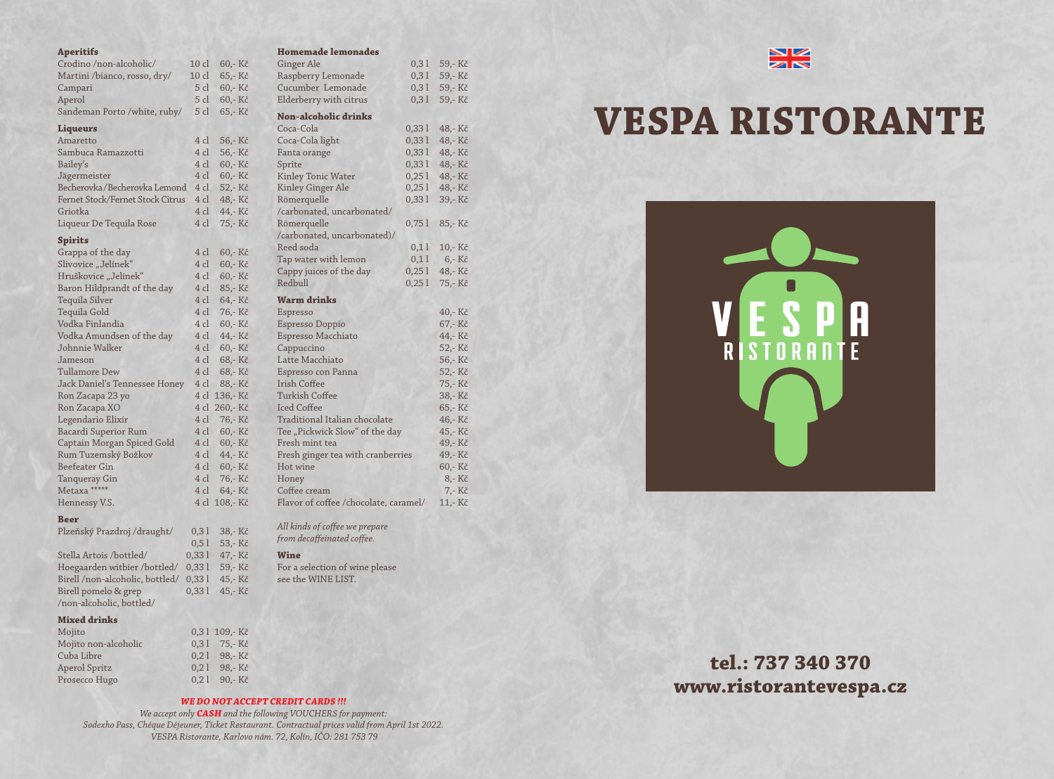# VESPA RISTORANTE

## Aperitifs

| Item | Volume | Price |
|---|---|---|
| Crodino /non-alcoholic/ | 10 cl | 60,- Kč |
| Martini /bianco, rosso, dry/ | 10 cl | 65,- Kč |
| Campari | 5 cl | 60,- Kč |
| Aperol | 5 cl | 60,- Kč |
| Sandeman Porto /white, ruby/ | 5 cl | 65,- Kč |

## Liqueurs

| Item | Volume | Price |
|---|---|---|
| Amaretto | 4 cl | 56,- Kč |
| Sambuca Ramazzotti | 4 cl | 56,- Kč |
| Bailey's | 4 cl | 60,- Kč |
| Jägermeister | 4 cl | 60,- Kč |
| Becherovka/Becherovka Lemond | 4 cl | 52,- Kč |
| Fernet Stock/Fernet Stock Citrus | 4 cl | 48,- Kč |
| Griotka | 4 cl | 44,- Kč |
| Liqueur De Tequila Rose | 4 cl | 75,- Kč |

## Spirits

| Item | Volume | Price |
|---|---|---|
| Grappa of the day | 4 cl | 60,- Kč |
| Slivovice „Jelínek“ | 4 cl | 60,- Kč |
| Hruškovice „Jelínek“ | 4 cl | 60,- Kč |
| Baron Hildprandt of the day | 4 cl | 85,- Kč |
| Tequila Silver | 4 cl | 64,- Kč |
| Tequila Gold | 4 cl | 76,- Kč |
| Vodka Finlandia | 4 cl | 60,- Kč |
| Vodka Amundsen of the day | 4 cl | 44,- Kč |
| Johnnie Walker | 4 cl | 60,- Kč |
| Jameson | 4 cl | 68,- Kč |
| Tullamore Dew | 4 cl | 68,- Kč |
| Jack Daniel's Tennessee Honey | 4 cl | 88,- Kč |
| Ron Zacapa 23 yo | 4 cl | 136,- Kč |
| Ron Zacapa XO | 4 cl | 260,- Kč |
| Legendario Elixír | 4 cl | 76,- Kč |
| Bacardi Superior Rum | 4 cl | 60,- Kč |
| Captain Morgan Spiced Gold | 4 cl | 60,- Kč |
| Rum Tuzemský Božkov | 4 cl | 44,- Kč |
| Beefeater Gin | 4 cl | 60,- Kč |
| Tanqueray Gin | 4 cl | 76,- Kč |
| Metaxa ***** | 4 cl | 64,- Kč |
| Hennessy V.S. | 4 cl | 108,- Kč |

## Beer

| Item | Volume | Price |
|---|---|---|
| Plzeňský Prazdroj /draught/ | 0,3 l | 38,- Kč |
| | 0,5 l | 53,- Kč |
| Stella Artois /bottled/ | 0,33 l | 47,- Kč |
| Hoegaarden witbier /bottled/ | 0,33 l | 59,- Kč |
| Birell /non-alcoholic, bottled/ | 0,33 l | 45,- Kč |
| Birell pomelo & grep /non-alcoholic, bottled/ | 0,33 l | 45,- Kč |

## Mixed drinks

| Item | Volume | Price |
|---|---|---|
| Mojito | 0,3 l | 109,- Kč |
| Mojito non-alcoholic | 0,3 l | 75,- Kč |
| Cuba Libre | 0,2 l | 98,- Kč |
| Aperol Spritz | 0,2 l | 98,- Kč |
| Prosecco Hugo | 0,2 l | 90,- Kč |

## Homemade lemonades

| Item | Volume | Price |
|---|---|---|
| Ginger Ale | 0,3 l | 59,- Kč |
| Raspberry Lemonade | 0,3 l | 59,- Kč |
| Cucumber Lemonade | 0,3 l | 59,- Kč |
| Elderberry with citrus | 0,3 l | 59,- Kč |

## Non-alcoholic drinks

| Item | Volume | Price |
|---|---|---|
| Coca-Cola | 0,33 l | 48,- Kč |
| Coca-Cola light | 0,33 l | 48,- Kč |
| Fanta orange | 0,33 l | 48,- Kč |
| Sprite | 0,33 l | 48,- Kč |
| Kinley Tonic Water | 0,25 l | 48,- Kč |
| Kinley Ginger Ale | 0,25 l | 48,- Kč |
| Römerquelle /carbonated, uncarbonated/ | 0,33 l | 39,- Kč |
| Römerquelle /carbonated, uncarbonated)/ | 0,75 l | 85,- Kč |
| Reed soda | 0,1 l | 10,- Kč |
| Tap water with lemon | 0,1 l | 6,- Kč |
| Cappy juices of the day | 0,25 l | 48,- Kč |
| Redbull | 0,25 l | 75,- Kč |

## Warm drinks

| Item | Price |
|---|---|
| Espresso | 40,- Kč |
| Espresso Doppio | 67,- Kč |
| Espresso Macchiato | 44,- Kč |
| Cappuccino | 52,- Kč |
| Latte Macchiato | 56,- Kč |
| Espresso con Panna | 52,- Kč |
| Irish Coffee | 75,- Kč |
| Turkish Coffee | 38,- Kč |
| Iced Coffee | 65,- Kč |
| Traditional Italian chocolate | 46,- Kč |
| Tee „Pickwick Slow“ of the day | 45,- Kč |
| Fresh mint tea | 49,- Kč |
| Fresh ginger tea with cranberries | 49,- Kč |
| Hot wine | 60,- Kč |
| Honey | 8,- Kč |
| Coffee cream | 7,- Kč |
| Flavor of coffee /chocolate, caramel/ | 11,- Kč |

*All kinds of coffee we prepare from decaffeinated coffee.*

## Wine

For a selection of wine please see the WINE LIST.

***WE DO NOT ACCEPT CREDIT CARDS !!!***

*We accept only **CASH** and the following VOUCHERS for payment: Sodexho Pass, Chéque Déjeuner, Ticket Restaurant. Contractual prices valid from April 1st 2022. VESPA Ristorante, Karlovo nám. 72, Kolín, IČO: 281 753 79*

VESPA RISTORANTE

**tel.: 737 340 370**
**www.ristorantevespa.cz**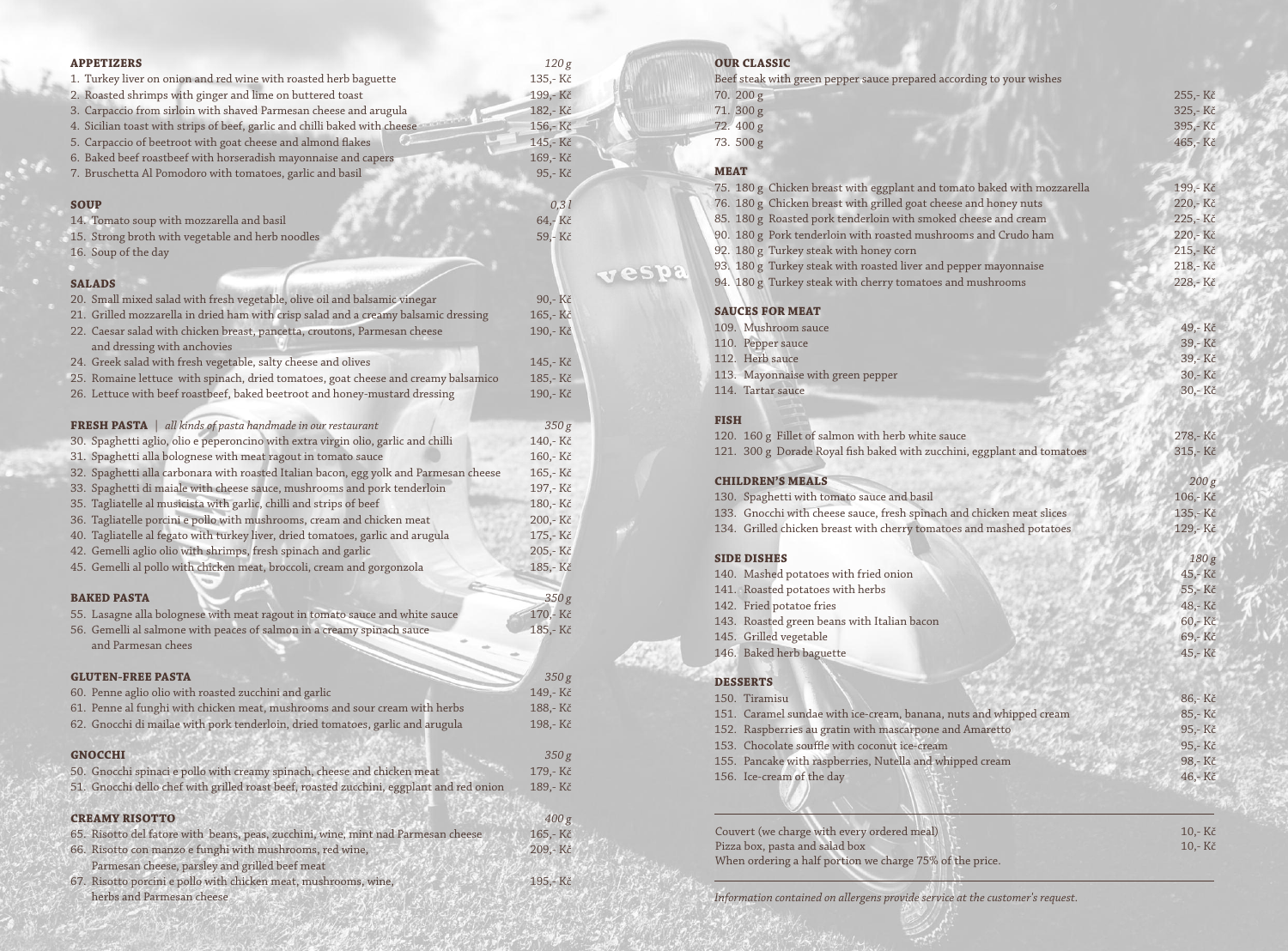## APPETIZERS

*120 g*

1. Turkey liver on onion and red wine with roasted herb baguette 135,- Kč
2. Roasted shrimps with ginger and lime on buttered toast 199,- Kč
3. Carpaccio from sirloin with shaved Parmesan cheese and arugula 182,- Kč
4. Sicilian toast with strips of beef, garlic and chilli baked with cheese 156,- Kč
5. Carpaccio of beetroot with goat cheese and almond flakes 145,- Kč
6. Baked beef roastbeef with horseradish mayonnaise and capers 169,- Kč
7. Bruschetta Al Pomodoro with tomatoes, garlic and basil 95,- Kč

## SOUP

*0,3 l*

14. Tomato soup with mozzarella and basil 64,- Kč
15. Strong broth with vegetable and herb noodles 59,- Kč
16. Soup of the day

## SALADS

20. Small mixed salad with fresh vegetable, olive oil and balsamic vinegar 90,- Kč
21. Grilled mozzarella in dried ham with crisp salad and a creamy balsamic dressing 165,- Kč
22. Caesar salad with chicken breast, pancetta, croutons, Parmesan cheese and dressing with anchovies 190,- Kč
24. Greek salad with fresh vegetable, salty cheese and olives 145,- Kč
25. Romaine lettuce with spinach, dried tomatoes, goat cheese and creamy balsamico 185,- Kč
26. Lettuce with beef roastbeef, baked beetroot and honey-mustard dressing 190,- Kč

## FRESH PASTA | *all kinds of pasta handmade in our restaurant*

*350 g*

30. Spaghetti aglio, olio e peperoncino with extra virgin olio, garlic and chilli 140,- Kč
31. Spaghetti alla bolognese with meat ragout in tomato sauce 160,- Kč
32. Spaghetti alla carbonara with roasted Italian bacon, egg yolk and Parmesan cheese 165,- Kč
33. Spaghetti di maiale with cheese sauce, mushrooms and pork tenderloin 197,- Kč
35. Tagliatelle al musicista with garlic, chilli and strips of beef 180,- Kč
36. Tagliatelle porcini e pollo with mushrooms, cream and chicken meat 200,- Kč
40. Tagliatelle al fegato with turkey liver, dried tomatoes, garlic and arugula 175,- Kč
42. Gemelli aglio olio with shrimps, fresh spinach and garlic 205,- Kč
45. Gemelli al pollo with chicken meat, broccoli, cream and gorgonzola 185,- Kč

## BAKED PASTA

*350 g*

55. Lasagne alla bolognese with meat ragout in tomato sauce and white sauce 170,- Kč
56. Gemelli al salmone with peaces of salmon in a creamy spinach sauce and Parmesan chees 185,- Kč

## GLUTEN-FREE PASTA

*350 g*

60. Penne aglio olio with roasted zucchini and garlic 149,- Kč
61. Penne al funghi with chicken meat, mushrooms and sour cream with herbs 188,- Kč
62. Gnocchi di mailae with pork tenderloin, dried tomatoes, garlic and arugula 198,- Kč

## GNOCCHI

*350 g*

50. Gnocchi spinaci e pollo with creamy spinach, cheese and chicken meat 179,- Kč
51. Gnocchi dello chef with grilled roast beef, roasted zucchini, eggplant and red onion 189,- Kč

## CREAMY RISOTTO

*400 g*

65. Risotto del fatore with beans, peas, zucchini, wine, mint nad Parmesan cheese 165,- Kč
66. Risotto con manzo e funghi with mushrooms, red wine, Parmesan cheese, parsley and grilled beef meat 209,- Kč
67. Risotto porcini e pollo with chicken meat, mushrooms, wine, herbs and Parmesan cheese 195,- Kč

## OUR CLASSIC

Beef steak with green pepper sauce prepared according to your wishes

70. 200 g 255,- Kč
71. 300 g 325,- Kč
72. 400 g 395,- Kč
73. 500 g 465,- Kč

## MEAT

75. 180 g Chicken breast with eggplant and tomato baked with mozzarella 199,- Kč
76. 180 g Chicken breast with grilled goat cheese and honey nuts 220,- Kč
85. 180 g Roasted pork tenderloin with smoked cheese and cream 225,- Kč
90. 180 g Pork tenderloin with roasted mushrooms and Crudo ham 220,- Kč
92. 180 g Turkey steak with honey corn 215,- Kč
93. 180 g Turkey steak with roasted liver and pepper mayonnaise 218,- Kč
94. 180 g Turkey steak with cherry tomatoes and mushrooms 228,- Kč

## SAUCES FOR MEAT

109. Mushroom sauce 49,- Kč
110. Pepper sauce 39,- Kč
112. Herb sauce 39,- Kč
113. Mayonnaise with green pepper 30,- Kč
114. Tartar sauce 30,- Kč

## FISH

120. 160 g Fillet of salmon with herb white sauce 278,- Kč
121. 300 g Dorade Royal fish baked with zucchini, eggplant and tomatoes 315,- Kč

## CHILDREN'S MEALS

*200 g*

130. Spaghetti with tomato sauce and basil 106,- Kč
133. Gnocchi with cheese sauce, fresh spinach and chicken meat slices 135,- Kč
134. Grilled chicken breast with cherry tomatoes and mashed potatoes 129,- Kč

## SIDE DISHES

*180 g*

140. Mashed potatoes with fried onion 45,- Kč
141. Roasted potatoes with herbs 55,- Kč
142. Fried potatoe fries 48,- Kč
143. Roasted green beans with Italian bacon 60,- Kč
145. Grilled vegetable 69,- Kč
146. Baked herb baguette 45,- Kč

## DESSERTS

150. Tiramisu 86,- Kč
151. Caramel sundae with ice-cream, banana, nuts and whipped cream 85,- Kč
152. Raspberries au gratin with mascarpone and Amaretto 95,- Kč
153. Chocolate souffle with coconut ice-cream 95,- Kč
155. Pancake with raspberries, Nutella and whipped cream 98,- Kč
156. Ice-cream of the day 46,- Kč

---

Couvert (we charge with every ordered meal) 10,- Kč
Pizza box, pasta and salad box 10,- Kč
When ordering a half portion we charge 75% of the price.

---

*Information contained on allergens provide service at the customer's request.*